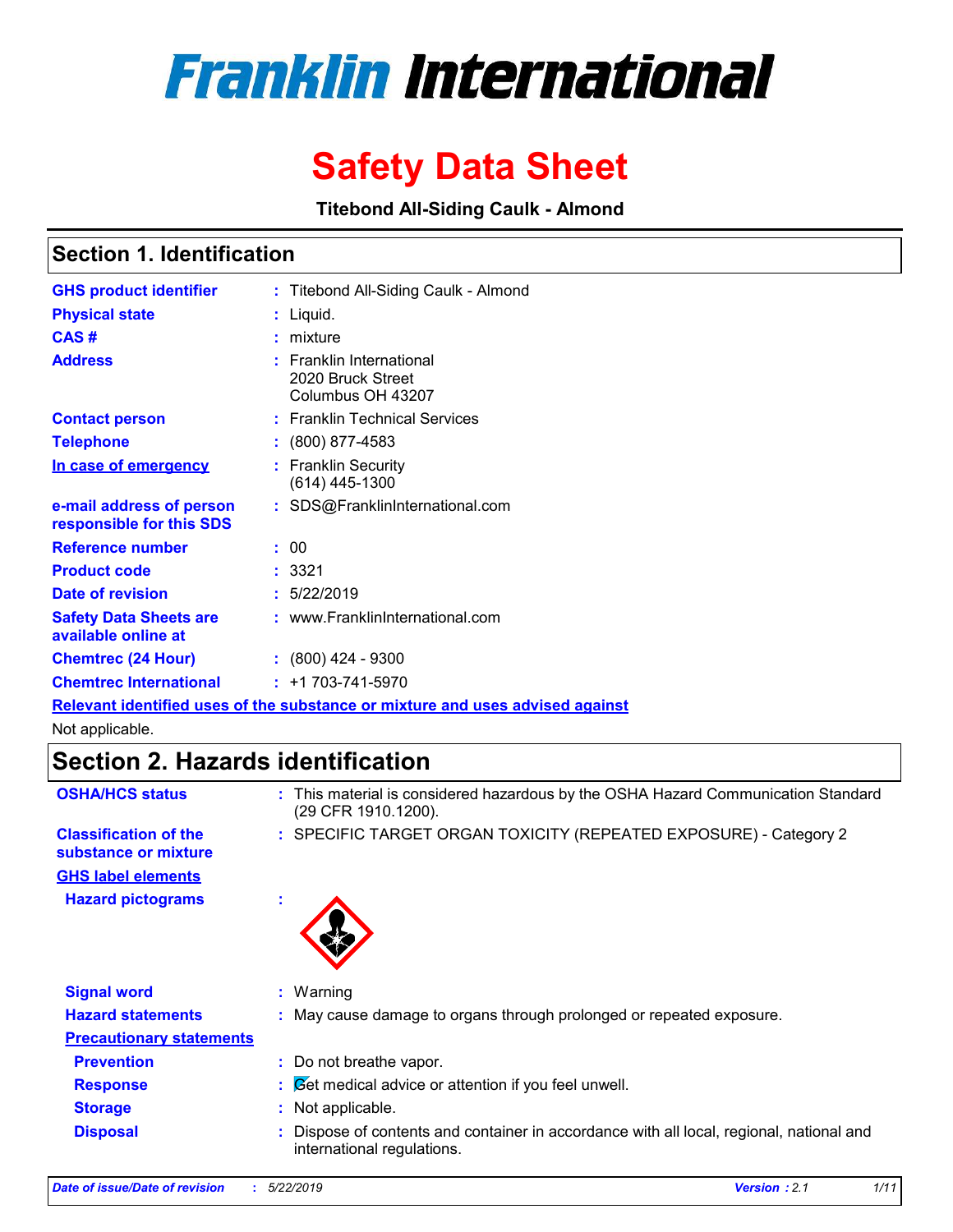# Franklin International

# Safety Data Sheet

**Titebond All-Siding Caulk - Almond**

## Section 1. Identification

| | | |
|---|---|---|
| **GHS product identifier** | : | Titebond All-Siding Caulk - Almond |
| **Physical state** | : | Liquid. |
| **CAS #** | : | mixture |
| **Address** | : | Franklin International<br>2020 Bruck Street<br>Columbus OH 43207 |
| **Contact person** | : | Franklin Technical Services |
| **Telephone** | : | (800) 877-4583 |
| **In case of emergency** | : | Franklin Security<br>(614) 445-1300 |
| **e-mail address of person responsible for this SDS** | : | SDS@FranklinInternational.com |
| **Reference number** | : | 00 |
| **Product code** | : | 3321 |
| **Date of revision** | : | 5/22/2019 |
| **Safety Data Sheets are available online at** | : | www.FranklinInternational.com |
| **Chemtrec (24 Hour)** | : | (800) 424 - 9300 |
| **Chemtrec International** | : | +1 703-741-5970 |

**Relevant identified uses of the substance or mixture and uses advised against**

Not applicable.

## Section 2. Hazards identification

| | | |
|---|---|---|
| **OSHA/HCS status** | : | This material is considered hazardous by the OSHA Hazard Communication Standard (29 CFR 1910.1200). |
| **Classification of the substance or mixture** | : | SPECIFIC TARGET ORGAN TOXICITY (REPEATED EXPOSURE) - Category 2 |

**GHS label elements**

| | | |
|---|---|---|
| **Hazard pictograms** | : | |
| **Signal word** | : | Warning |
| **Hazard statements** | : | May cause damage to organs through prolonged or repeated exposure. |

**Precautionary statements**

| | | |
|---|---|---|
| **Prevention** | : | Do not breathe vapor. |
| **Response** | : | Get medical advice or attention if you feel unwell. |
| **Storage** | : | Not applicable. |
| **Disposal** | : | Dispose of contents and container in accordance with all local, regional, national and international regulations. |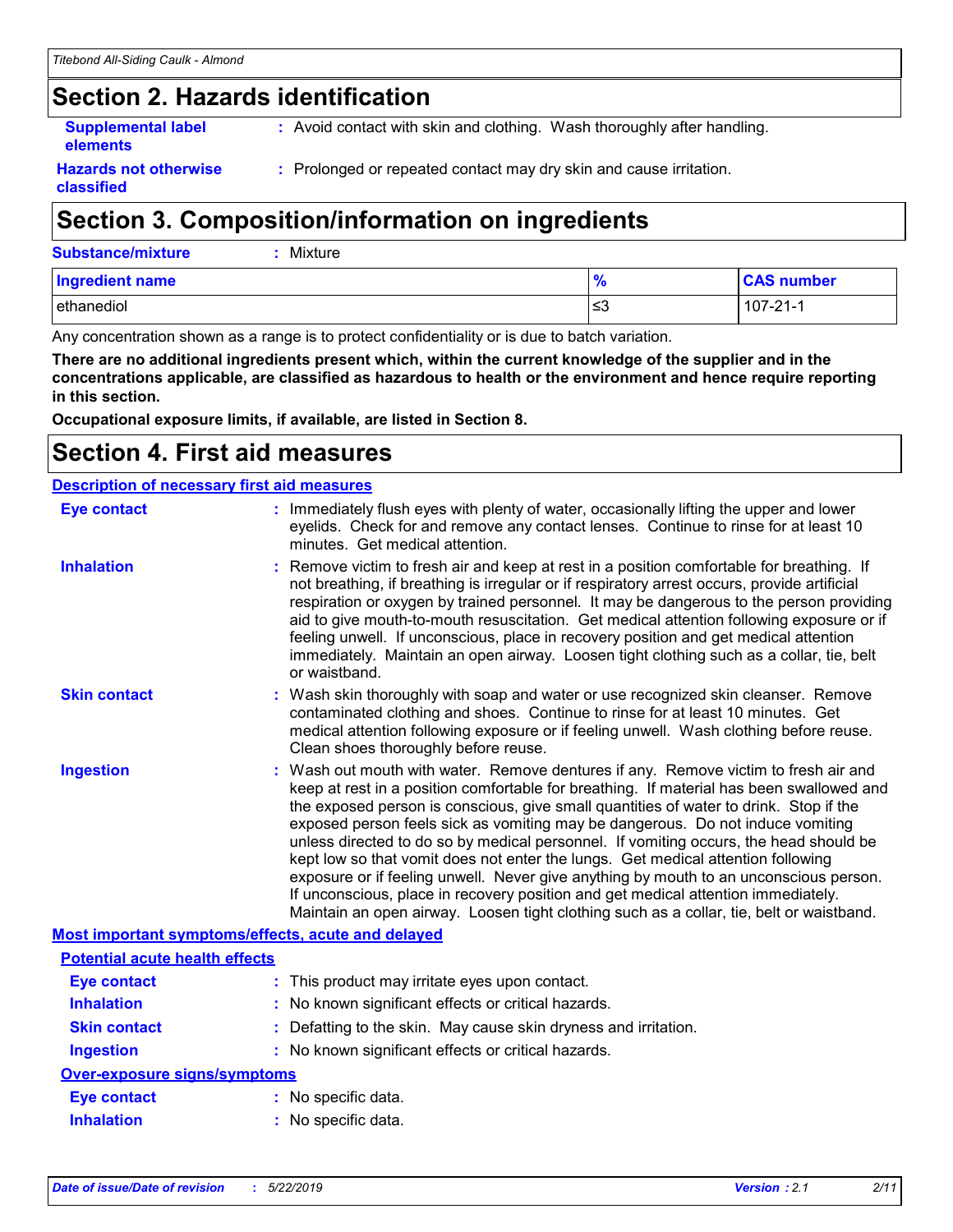## Section 2. Hazards identification

**Supplemental label elements** : Avoid contact with skin and clothing. Wash thoroughly after handling.

**Hazards not otherwise classified** : Prolonged or repeated contact may dry skin and cause irritation.

## Section 3. Composition/information on ingredients

**Substance/mixture** : Mixture

| Ingredient name | % | CAS number |
|---|---|---|
| ethanediol | ≤3 | 107-21-1 |

Any concentration shown as a range is to protect confidentiality or is due to batch variation.

**There are no additional ingredients present which, within the current knowledge of the supplier and in the concentrations applicable, are classified as hazardous to health or the environment and hence require reporting in this section.**

**Occupational exposure limits, if available, are listed in Section 8.**

## Section 4. First aid measures

### Description of necessary first aid measures

**Eye contact** : Immediately flush eyes with plenty of water, occasionally lifting the upper and lower eyelids. Check for and remove any contact lenses. Continue to rinse for at least 10 minutes. Get medical attention.

**Inhalation** : Remove victim to fresh air and keep at rest in a position comfortable for breathing. If not breathing, if breathing is irregular or if respiratory arrest occurs, provide artificial respiration or oxygen by trained personnel. It may be dangerous to the person providing aid to give mouth-to-mouth resuscitation. Get medical attention following exposure or if feeling unwell. If unconscious, place in recovery position and get medical attention immediately. Maintain an open airway. Loosen tight clothing such as a collar, tie, belt or waistband.

**Skin contact** : Wash skin thoroughly with soap and water or use recognized skin cleanser. Remove contaminated clothing and shoes. Continue to rinse for at least 10 minutes. Get medical attention following exposure or if feeling unwell. Wash clothing before reuse. Clean shoes thoroughly before reuse.

**Ingestion** : Wash out mouth with water. Remove dentures if any. Remove victim to fresh air and keep at rest in a position comfortable for breathing. If material has been swallowed and the exposed person is conscious, give small quantities of water to drink. Stop if the exposed person feels sick as vomiting may be dangerous. Do not induce vomiting unless directed to do so by medical personnel. If vomiting occurs, the head should be kept low so that vomit does not enter the lungs. Get medical attention following exposure or if feeling unwell. Never give anything by mouth to an unconscious person. If unconscious, place in recovery position and get medical attention immediately. Maintain an open airway. Loosen tight clothing such as a collar, tie, belt or waistband.

### Most important symptoms/effects, acute and delayed

#### Potential acute health effects

**Eye contact** : This product may irritate eyes upon contact.

**Inhalation** : No known significant effects or critical hazards.

**Skin contact** : Defatting to the skin. May cause skin dryness and irritation.

**Ingestion** : No known significant effects or critical hazards.

#### Over-exposure signs/symptoms

**Eye contact** : No specific data.

**Inhalation** : No specific data.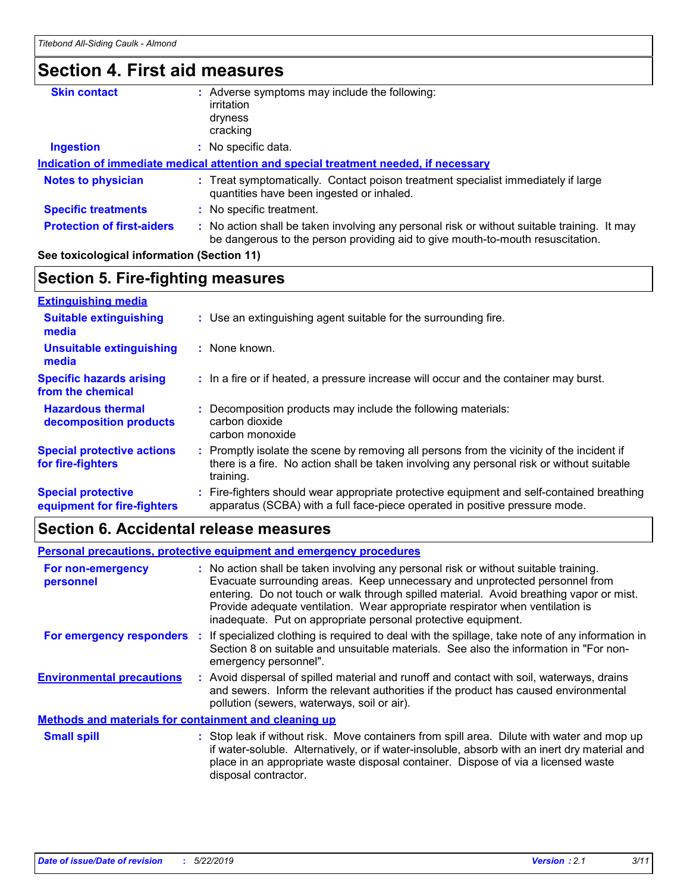## Section 4. First aid measures

**Skin contact** : Adverse symptoms may include the following:
irritation
dryness
cracking

**Ingestion** : No specific data.

**Indication of immediate medical attention and special treatment needed, if necessary**

**Notes to physician** : Treat symptomatically. Contact poison treatment specialist immediately if large quantities have been ingested or inhaled.

**Specific treatments** : No specific treatment.

**Protection of first-aiders** : No action shall be taken involving any personal risk or without suitable training. It may be dangerous to the person providing aid to give mouth-to-mouth resuscitation.

**See toxicological information (Section 11)**

## Section 5. Fire-fighting measures

**Extinguishing media**

**Suitable extinguishing media** : Use an extinguishing agent suitable for the surrounding fire.

**Unsuitable extinguishing media** : None known.

**Specific hazards arising from the chemical** : In a fire or if heated, a pressure increase will occur and the container may burst.

**Hazardous thermal decomposition products** : Decomposition products may include the following materials:
carbon dioxide
carbon monoxide

**Special protective actions for fire-fighters** : Promptly isolate the scene by removing all persons from the vicinity of the incident if there is a fire. No action shall be taken involving any personal risk or without suitable training.

**Special protective equipment for fire-fighters** : Fire-fighters should wear appropriate protective equipment and self-contained breathing apparatus (SCBA) with a full face-piece operated in positive pressure mode.

## Section 6. Accidental release measures

**Personal precautions, protective equipment and emergency procedures**

**For non-emergency personnel** : No action shall be taken involving any personal risk or without suitable training. Evacuate surrounding areas. Keep unnecessary and unprotected personnel from entering. Do not touch or walk through spilled material. Avoid breathing vapor or mist. Provide adequate ventilation. Wear appropriate respirator when ventilation is inadequate. Put on appropriate personal protective equipment.

**For emergency responders** : If specialized clothing is required to deal with the spillage, take note of any information in Section 8 on suitable and unsuitable materials. See also the information in "For non-emergency personnel".

**Environmental precautions** : Avoid dispersal of spilled material and runoff and contact with soil, waterways, drains and sewers. Inform the relevant authorities if the product has caused environmental pollution (sewers, waterways, soil or air).

**Methods and materials for containment and cleaning up**

**Small spill** : Stop leak if without risk. Move containers from spill area. Dilute with water and mop up if water-soluble. Alternatively, or if water-insoluble, absorb with an inert dry material and place in an appropriate waste disposal container. Dispose of via a licensed waste disposal contractor.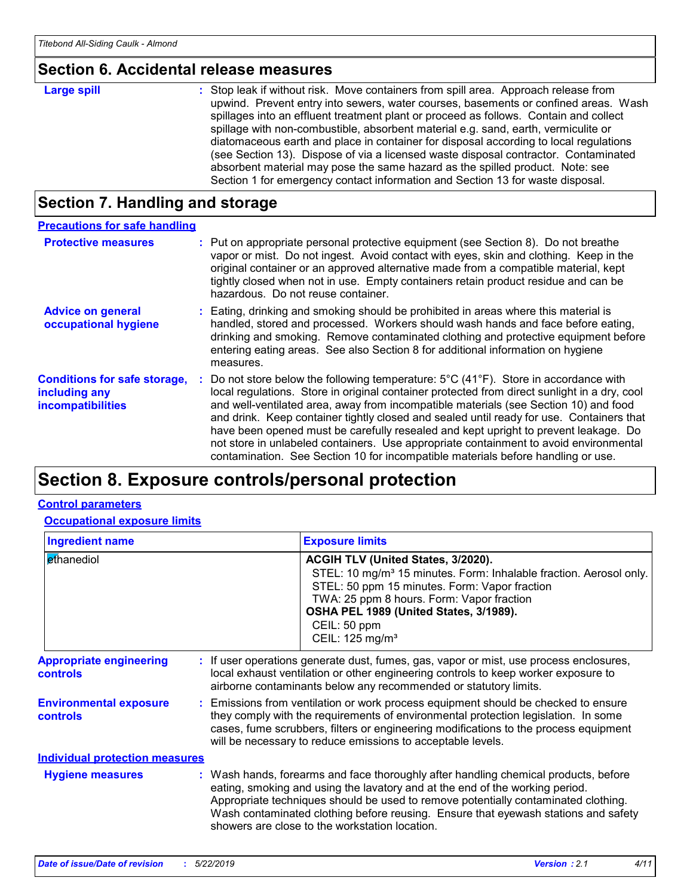## Section 6. Accidental release measures

**Large spill** : Stop leak if without risk. Move containers from spill area. Approach release from upwind. Prevent entry into sewers, water courses, basements or confined areas. Wash spillages into an effluent treatment plant or proceed as follows. Contain and collect spillage with non-combustible, absorbent material e.g. sand, earth, vermiculite or diatomaceous earth and place in container for disposal according to local regulations (see Section 13). Dispose of via a licensed waste disposal contractor. Contaminated absorbent material may pose the same hazard as the spilled product. Note: see Section 1 for emergency contact information and Section 13 for waste disposal.

## Section 7. Handling and storage

### Precautions for safe handling

**Protective measures** : Put on appropriate personal protective equipment (see Section 8). Do not breathe vapor or mist. Do not ingest. Avoid contact with eyes, skin and clothing. Keep in the original container or an approved alternative made from a compatible material, kept tightly closed when not in use. Empty containers retain product residue and can be hazardous. Do not reuse container.

**Advice on general occupational hygiene** : Eating, drinking and smoking should be prohibited in areas where this material is handled, stored and processed. Workers should wash hands and face before eating, drinking and smoking. Remove contaminated clothing and protective equipment before entering eating areas. See also Section 8 for additional information on hygiene measures.

**Conditions for safe storage, including any incompatibilities** : Do not store below the following temperature: 5°C (41°F). Store in accordance with local regulations. Store in original container protected from direct sunlight in a dry, cool and well-ventilated area, away from incompatible materials (see Section 10) and food and drink. Keep container tightly closed and sealed until ready for use. Containers that have been opened must be carefully resealed and kept upright to prevent leakage. Do not store in unlabeled containers. Use appropriate containment to avoid environmental contamination. See Section 10 for incompatible materials before handling or use.

## Section 8. Exposure controls/personal protection

### Control parameters

#### Occupational exposure limits

| Ingredient name | Exposure limits |
|---|---|
| ethanediol | **ACGIH TLV (United States, 3/2020).**<br>STEL: 10 mg/m³ 15 minutes. Form: Inhalable fraction. Aerosol only.<br>STEL: 50 ppm 15 minutes. Form: Vapor fraction<br>TWA: 25 ppm 8 hours. Form: Vapor fraction<br>**OSHA PEL 1989 (United States, 3/1989).**<br>CEIL: 50 ppm<br>CEIL: 125 mg/m³ |

**Appropriate engineering controls** : If user operations generate dust, fumes, gas, vapor or mist, use process enclosures, local exhaust ventilation or other engineering controls to keep worker exposure to airborne contaminants below any recommended or statutory limits.

**Environmental exposure controls** : Emissions from ventilation or work process equipment should be checked to ensure they comply with the requirements of environmental protection legislation. In some cases, fume scrubbers, filters or engineering modifications to the process equipment will be necessary to reduce emissions to acceptable levels.

### Individual protection measures

**Hygiene measures** : Wash hands, forearms and face thoroughly after handling chemical products, before eating, smoking and using the lavatory and at the end of the working period. Appropriate techniques should be used to remove potentially contaminated clothing. Wash contaminated clothing before reusing. Ensure that eyewash stations and safety showers are close to the workstation location.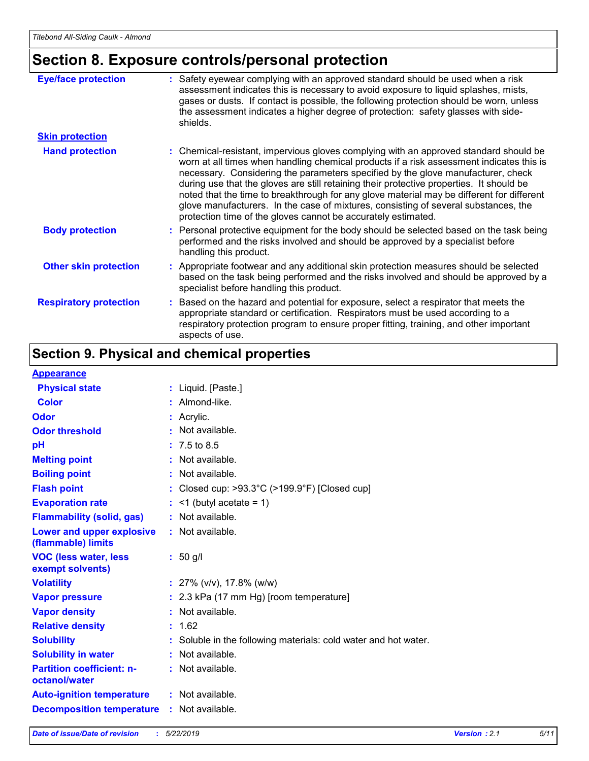## Section 8. Exposure controls/personal protection

| | |
|---|---|
| **Eye/face protection** | Safety eyewear complying with an approved standard should be used when a risk assessment indicates this is necessary to avoid exposure to liquid splashes, mists, gases or dusts. If contact is possible, the following protection should be worn, unless the assessment indicates a higher degree of protection: safety glasses with side-shields. |
| **Skin protection** | |
| **Hand protection** | Chemical-resistant, impervious gloves complying with an approved standard should be worn at all times when handling chemical products if a risk assessment indicates this is necessary. Considering the parameters specified by the glove manufacturer, check during use that the gloves are still retaining their protective properties. It should be noted that the time to breakthrough for any glove material may be different for different glove manufacturers. In the case of mixtures, consisting of several substances, the protection time of the gloves cannot be accurately estimated. |
| **Body protection** | Personal protective equipment for the body should be selected based on the task being performed and the risks involved and should be approved by a specialist before handling this product. |
| **Other skin protection** | Appropriate footwear and any additional skin protection measures should be selected based on the task being performed and the risks involved and should be approved by a specialist before handling this product. |
| **Respiratory protection** | Based on the hazard and potential for exposure, select a respirator that meets the appropriate standard or certification. Respirators must be used according to a respiratory protection program to ensure proper fitting, training, and other important aspects of use. |

## Section 9. Physical and chemical properties

| | |
|---|---|
| **Appearance** | |
| **Physical state** | Liquid. [Paste.] |
| **Color** | Almond-like. |
| **Odor** | Acrylic. |
| **Odor threshold** | Not available. |
| **pH** | 7.5 to 8.5 |
| **Melting point** | Not available. |
| **Boiling point** | Not available. |
| **Flash point** | Closed cup: >93.3°C (>199.9°F) [Closed cup] |
| **Evaporation rate** | <1 (butyl acetate = 1) |
| **Flammability (solid, gas)** | Not available. |
| **Lower and upper explosive (flammable) limits** | Not available. |
| **VOC (less water, less exempt solvents)** | 50 g/l |
| **Volatility** | 27% (v/v), 17.8% (w/w) |
| **Vapor pressure** | 2.3 kPa (17 mm Hg) [room temperature] |
| **Vapor density** | Not available. |
| **Relative density** | 1.62 |
| **Solubility** | Soluble in the following materials: cold water and hot water. |
| **Solubility in water** | Not available. |
| **Partition coefficient: n-octanol/water** | Not available. |
| **Auto-ignition temperature** | Not available. |
| **Decomposition temperature** | Not available. |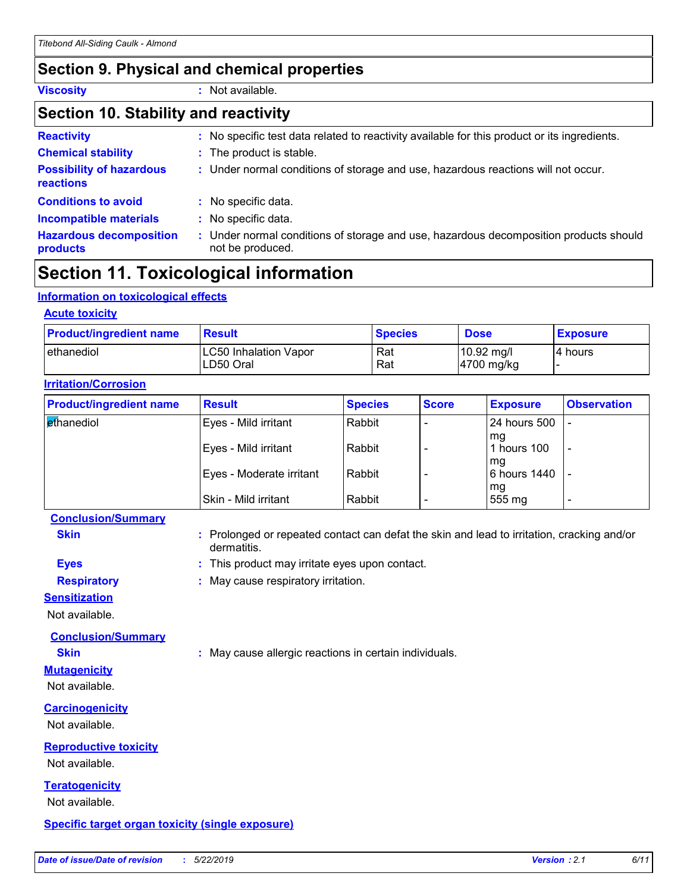## Section 9. Physical and chemical properties

**Viscosity** : Not available.

## Section 10. Stability and reactivity

**Reactivity** : No specific test data related to reactivity available for this product or its ingredients.

**Chemical stability** : The product is stable.

**Possibility of hazardous reactions** : Under normal conditions of storage and use, hazardous reactions will not occur.

**Conditions to avoid** : No specific data.

**Incompatible materials** : No specific data.

**Hazardous decomposition products** : Under normal conditions of storage and use, hazardous decomposition products should not be produced.

## Section 11. Toxicological information

### Information on toxicological effects

#### Acute toxicity

| Product/ingredient name | Result | Species | Dose | Exposure |
|---|---|---|---|---|
| ethanediol | LC50 Inhalation Vapor<br>LD50 Oral | Rat<br>Rat | 10.92 mg/l<br>4700 mg/kg | 4 hours<br>- |

#### Irritation/Corrosion

| Product/ingredient name | Result | Species | Score | Exposure | Observation |
|---|---|---|---|---|---|
| ethanediol | Eyes - Mild irritant | Rabbit | - | 24 hours 500 mg | - |
| | Eyes - Mild irritant | Rabbit | - | 1 hours 100 mg | - |
| | Eyes - Moderate irritant | Rabbit | - | 6 hours 1440 mg | - |
| | Skin - Mild irritant | Rabbit | - | 555 mg | - |

**Conclusion/Summary**

**Skin** : Prolonged or repeated contact can defat the skin and lead to irritation, cracking and/or dermatitis.

**Eyes** : This product may irritate eyes upon contact.

**Respiratory** : May cause respiratory irritation.

#### Sensitization

Not available.

**Conclusion/Summary**

**Skin** : May cause allergic reactions in certain individuals.

#### Mutagenicity

Not available.

#### Carcinogenicity

Not available.

#### Reproductive toxicity

Not available.

#### Teratogenicity

Not available.

#### Specific target organ toxicity (single exposure)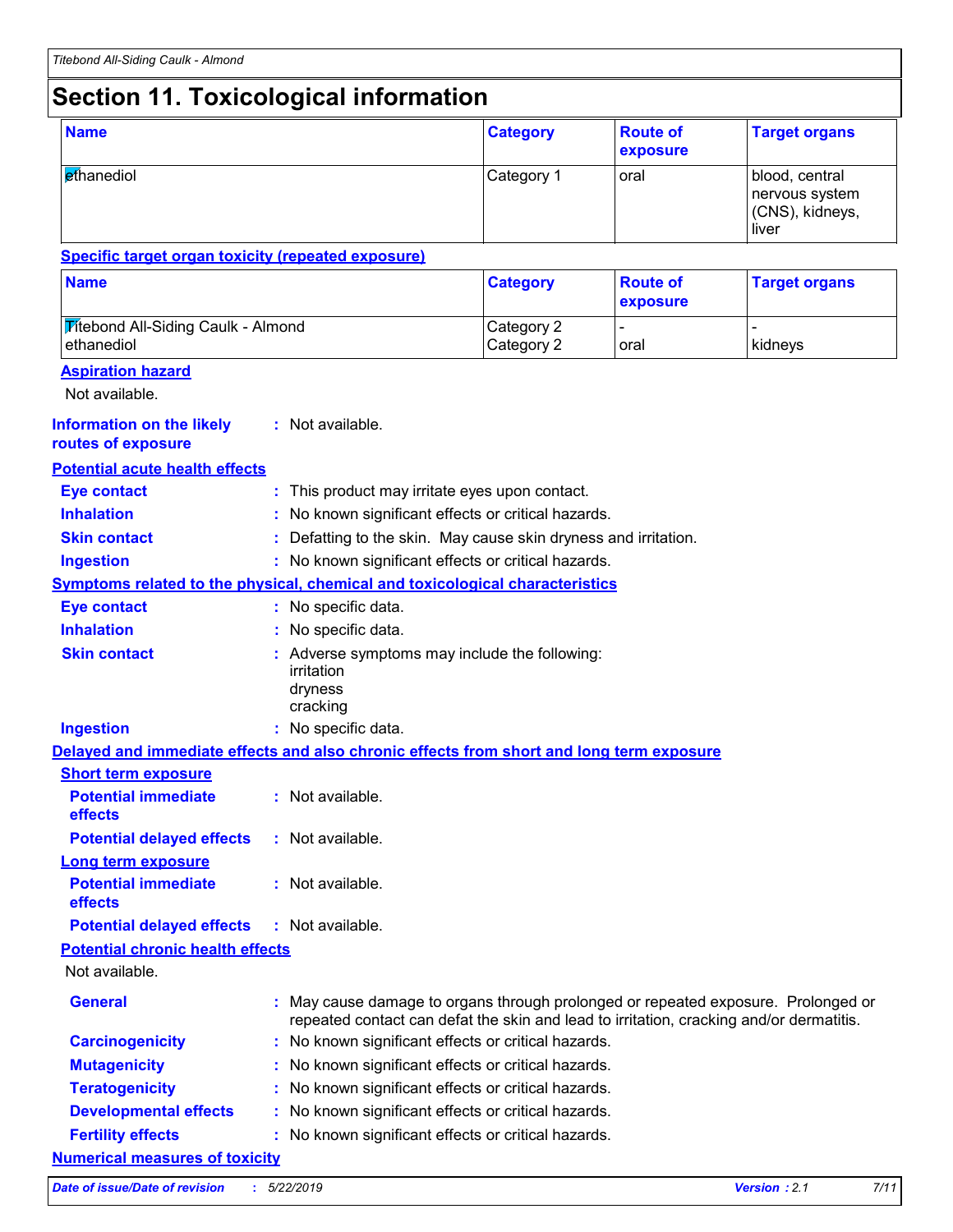# Section 11. Toxicological information

| Name | Category | Route of exposure | Target organs |
| --- | --- | --- | --- |
| ethanediol | Category 1 | oral | blood, central nervous system (CNS), kidneys, liver |

**Specific target organ toxicity (repeated exposure)**

| Name | Category | Route of exposure | Target organs |
| --- | --- | --- | --- |
| Titebond All-Siding Caulk - Almond | Category 2 | - | - |
| ethanediol | Category 2 | oral | kidneys |

**Aspiration hazard**

Not available.

**Information on the likely routes of exposure** : Not available.

**Potential acute health effects**

**Eye contact** : This product may irritate eyes upon contact.

**Inhalation** : No known significant effects or critical hazards.

**Skin contact** : Defatting to the skin. May cause skin dryness and irritation.

**Ingestion** : No known significant effects or critical hazards.

**Symptoms related to the physical, chemical and toxicological characteristics**

**Eye contact** : No specific data.

**Inhalation** : No specific data.

**Skin contact** : Adverse symptoms may include the following:
irritation
dryness
cracking

**Ingestion** : No specific data.

**Delayed and immediate effects and also chronic effects from short and long term exposure**

**Short term exposure**

**Potential immediate effects** : Not available.

**Potential delayed effects** : Not available.

**Long term exposure**

**Potential immediate effects** : Not available.

**Potential delayed effects** : Not available.

**Potential chronic health effects**

Not available.

**General** : May cause damage to organs through prolonged or repeated exposure. Prolonged or repeated contact can defat the skin and lead to irritation, cracking and/or dermatitis.

**Carcinogenicity** : No known significant effects or critical hazards.

**Mutagenicity** : No known significant effects or critical hazards.

**Teratogenicity** : No known significant effects or critical hazards.

**Developmental effects** : No known significant effects or critical hazards.

**Fertility effects** : No known significant effects or critical hazards.

**Numerical measures of toxicity**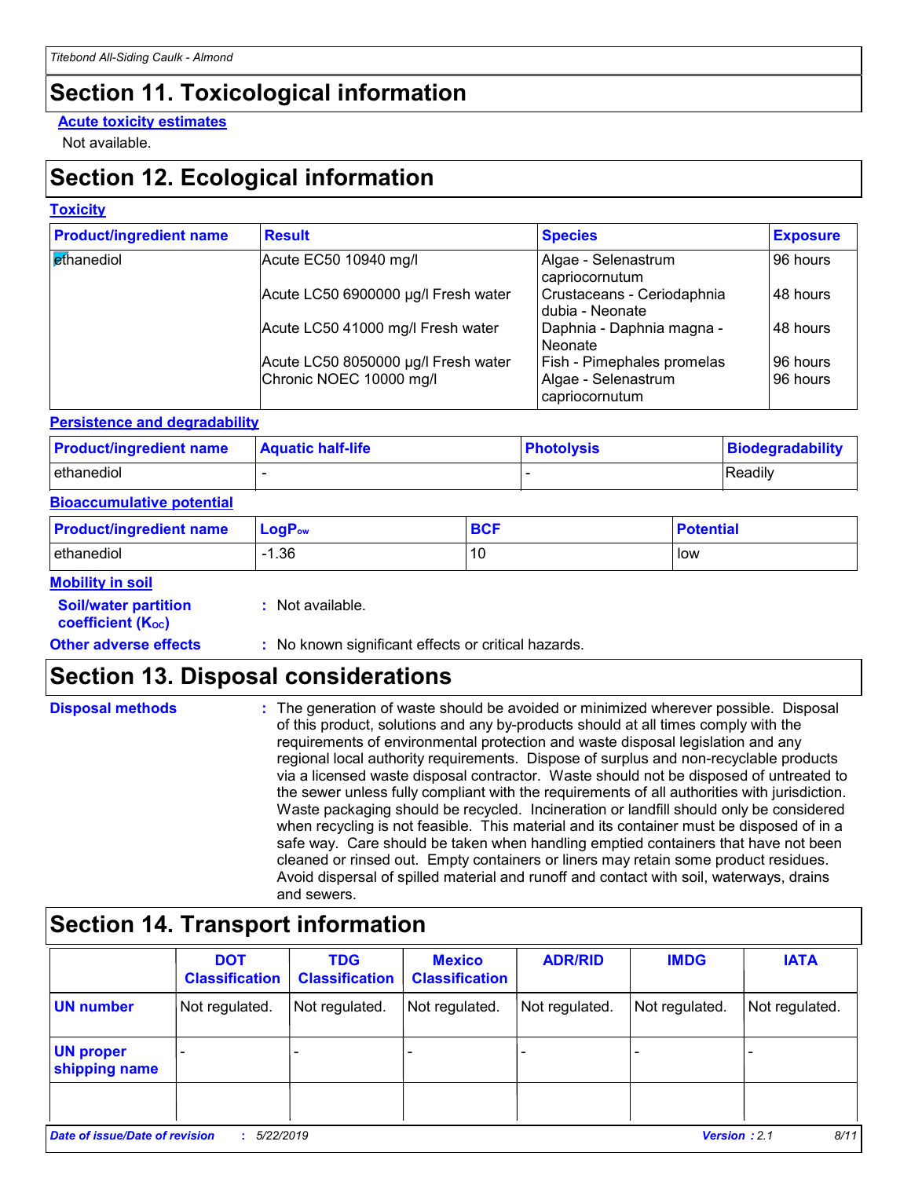## Section 11. Toxicological information

**Acute toxicity estimates**

Not available.

## Section 12. Ecological information

**Toxicity**

| Product/ingredient name | Result | Species | Exposure |
|---|---|---|---|
| ethanediol | Acute EC50 10940 mg/l | Algae - Selenastrum capriocornutum | 96 hours |
| | Acute LC50 6900000 µg/l Fresh water | Crustaceans - Ceriodaphnia dubia - Neonate | 48 hours |
| | Acute LC50 41000 mg/l Fresh water | Daphnia - Daphnia magna - Neonate | 48 hours |
| | Acute LC50 8050000 µg/l Fresh water | Fish - Pimephales promelas | 96 hours |
| | Chronic NOEC 10000 mg/l | Algae - Selenastrum capriocornutum | 96 hours |

**Persistence and degradability**

| Product/ingredient name | Aquatic half-life | Photolysis | Biodegradability |
|---|---|---|---|
| ethanediol | - | - | Readily |

**Bioaccumulative potential**

| Product/ingredient name | $LogP_{ow}$ | BCF | Potential |
|---|---|---|---|
| ethanediol | -1.36 | 10 | low |

**Mobility in soil**

**Soil/water partition coefficient ($K_{OC}$)** : Not available.

**Other adverse effects** : No known significant effects or critical hazards.

## Section 13. Disposal considerations

**Disposal methods** : The generation of waste should be avoided or minimized wherever possible. Disposal of this product, solutions and any by-products should at all times comply with the requirements of environmental protection and waste disposal legislation and any regional local authority requirements. Dispose of surplus and non-recyclable products via a licensed waste disposal contractor. Waste should not be disposed of untreated to the sewer unless fully compliant with the requirements of all authorities with jurisdiction. Waste packaging should be recycled. Incineration or landfill should only be considered when recycling is not feasible. This material and its container must be disposed of in a safe way. Care should be taken when handling emptied containers that have not been cleaned or rinsed out. Empty containers or liners may retain some product residues. Avoid dispersal of spilled material and runoff and contact with soil, waterways, drains and sewers.

## Section 14. Transport information

| | DOT Classification | TDG Classification | Mexico Classification | ADR/RID | IMDG | IATA |
|---|---|---|---|---|---|---|
| UN number | Not regulated. | Not regulated. | Not regulated. | Not regulated. | Not regulated. | Not regulated. |
| UN proper shipping name | - | - | - | - | - | - |
| | | | | | | |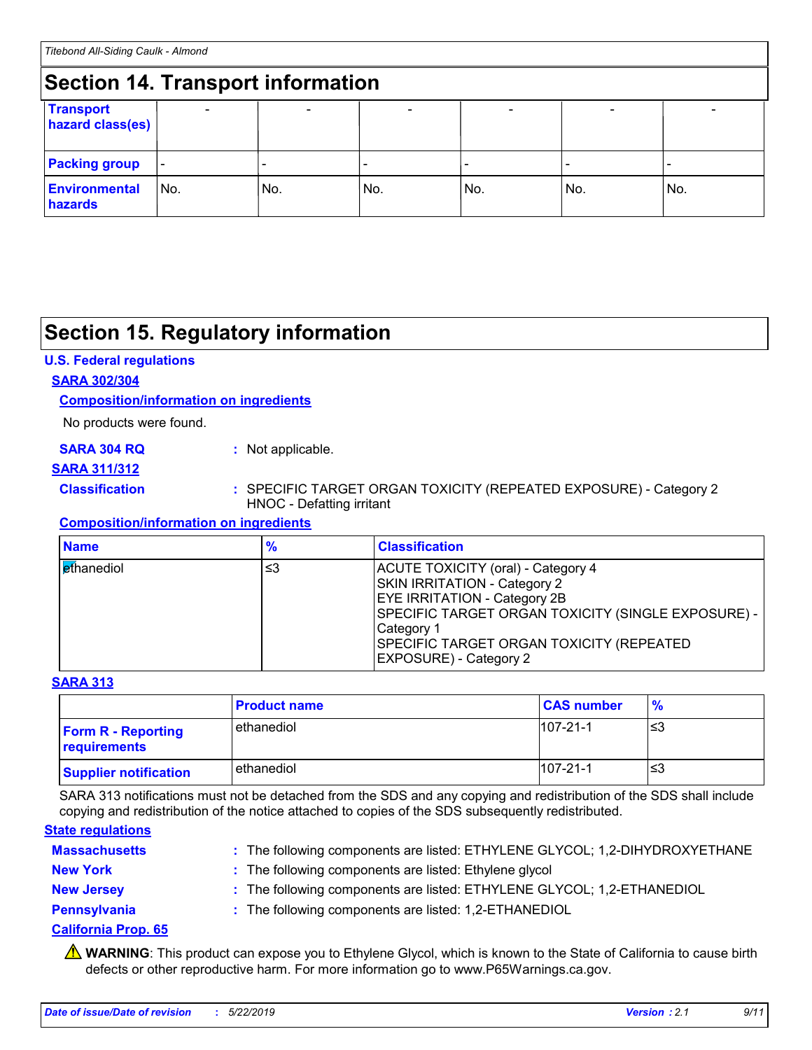## Section 14. Transport information

| Transport hazard class(es) | - | - | - | - | - | - |
|---|---|---|---|---|---|---|
| **Packing group** | - | - | - | - | - | - |
| **Environmental hazards** | No. | No. | No. | No. | No. | No. |

## Section 15. Regulatory information

**U.S. Federal regulations**

**SARA 302/304**

**Composition/information on ingredients**

No products were found.

**SARA 304 RQ** : Not applicable.

**SARA 311/312**

**Classification** : SPECIFIC TARGET ORGAN TOXICITY (REPEATED EXPOSURE) - Category 2
HNOC - Defatting irritant

**Composition/information on ingredients**

| Name | % | Classification |
|---|---|---|
| ethanediol | ≤3 | ACUTE TOXICITY (oral) - Category 4<br>SKIN IRRITATION - Category 2<br>EYE IRRITATION - Category 2B<br>SPECIFIC TARGET ORGAN TOXICITY (SINGLE EXPOSURE) - Category 1<br>SPECIFIC TARGET ORGAN TOXICITY (REPEATED EXPOSURE) - Category 2 |

**SARA 313**

| | Product name | CAS number | % |
|---|---|---|---|
| **Form R - Reporting requirements** | ethanediol | 107-21-1 | ≤3 |
| **Supplier notification** | ethanediol | 107-21-1 | ≤3 |

SARA 313 notifications must not be detached from the SDS and any copying and redistribution of the SDS shall include copying and redistribution of the notice attached to copies of the SDS subsequently redistributed.

**State regulations**

**Massachusetts** : The following components are listed: ETHYLENE GLYCOL; 1,2-DIHYDROXYETHANE

**New York** : The following components are listed: Ethylene glycol

**New Jersey** : The following components are listed: ETHYLENE GLYCOL; 1,2-ETHANEDIOL

**Pennsylvania** : The following components are listed: 1,2-ETHANEDIOL

**California Prop. 65**

⚠ **WARNING**: This product can expose you to Ethylene Glycol, which is known to the State of California to cause birth defects or other reproductive harm. For more information go to www.P65Warnings.ca.gov.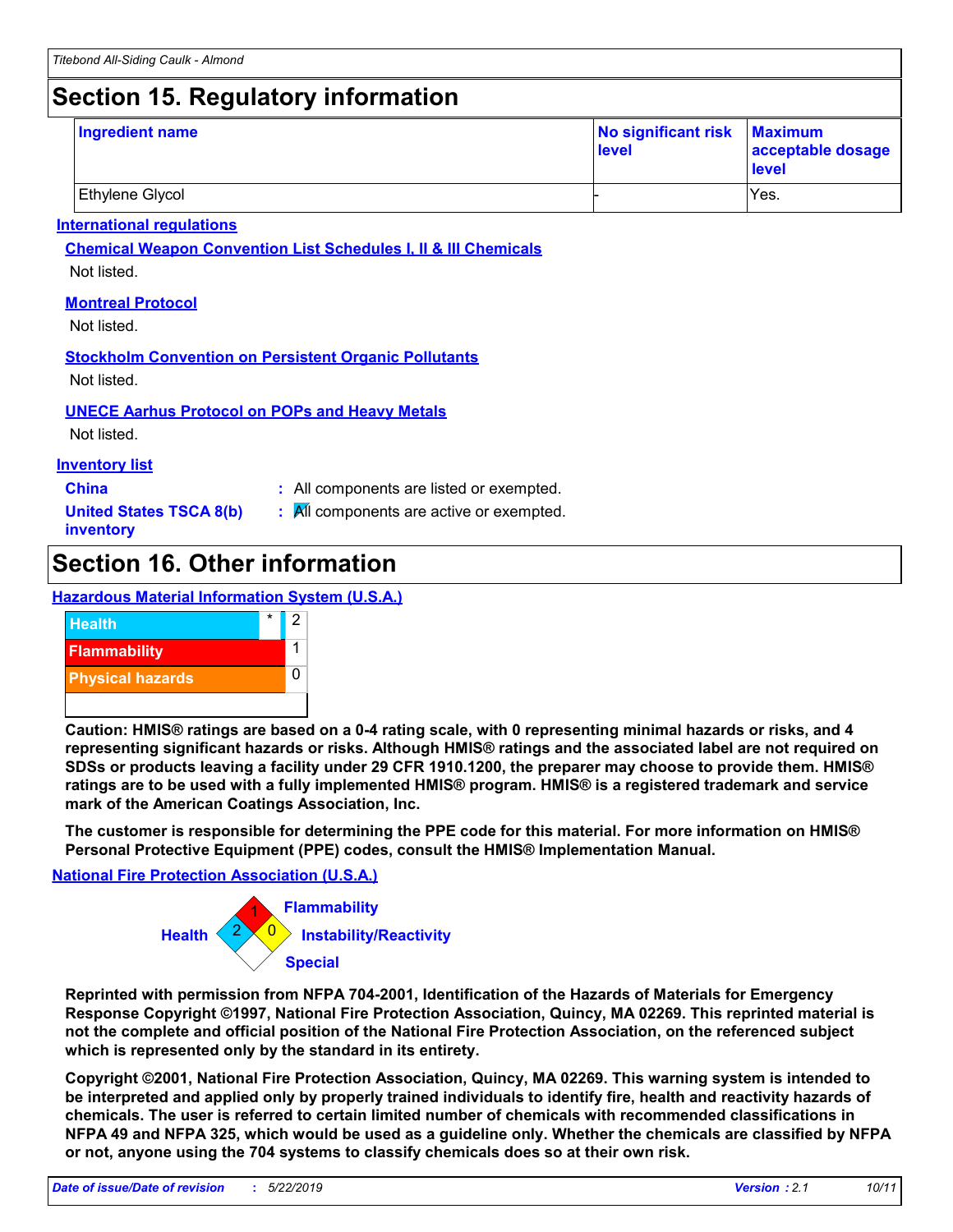## Section 15. Regulatory information

| Ingredient name | No significant risk level | Maximum acceptable dosage level |
|---|---|---|
| Ethylene Glycol | - | Yes. |

**International regulations**

**Chemical Weapon Convention List Schedules I, II & III Chemicals**

Not listed.

**Montreal Protocol**

Not listed.

**Stockholm Convention on Persistent Organic Pollutants**

Not listed.

**UNECE Aarhus Protocol on POPs and Heavy Metals**

Not listed.

**Inventory list**

**China** : All components are listed or exempted.

**United States TSCA 8(b) inventory** : All components are active or exempted.

## Section 16. Other information

**Hazardous Material Information System (U.S.A.)**

| | | |
|---|---|---|
| Health | * | 2 |
| Flammability | | 1 |
| Physical hazards | | 0 |

**Caution: HMIS® ratings are based on a 0-4 rating scale, with 0 representing minimal hazards or risks, and 4 representing significant hazards or risks. Although HMIS® ratings and the associated label are not required on SDSs or products leaving a facility under 29 CFR 1910.1200, the preparer may choose to provide them. HMIS® ratings are to be used with a fully implemented HMIS® program. HMIS® is a registered trademark and service mark of the American Coatings Association, Inc.**

**The customer is responsible for determining the PPE code for this material. For more information on HMIS® Personal Protective Equipment (PPE) codes, consult the HMIS® Implementation Manual.**

**National Fire Protection Association (U.S.A.)**

Health: 2
Flammability: 1
Instability/Reactivity: 0
Special:

**Reprinted with permission from NFPA 704-2001, Identification of the Hazards of Materials for Emergency Response Copyright ©1997, National Fire Protection Association, Quincy, MA 02269. This reprinted material is not the complete and official position of the National Fire Protection Association, on the referenced subject which is represented only by the standard in its entirety.**

**Copyright ©2001, National Fire Protection Association, Quincy, MA 02269. This warning system is intended to be interpreted and applied only by properly trained individuals to identify fire, health and reactivity hazards of chemicals. The user is referred to certain limited number of chemicals with recommended classifications in NFPA 49 and NFPA 325, which would be used as a guideline only. Whether the chemicals are classified by NFPA or not, anyone using the 704 systems to classify chemicals does so at their own risk.**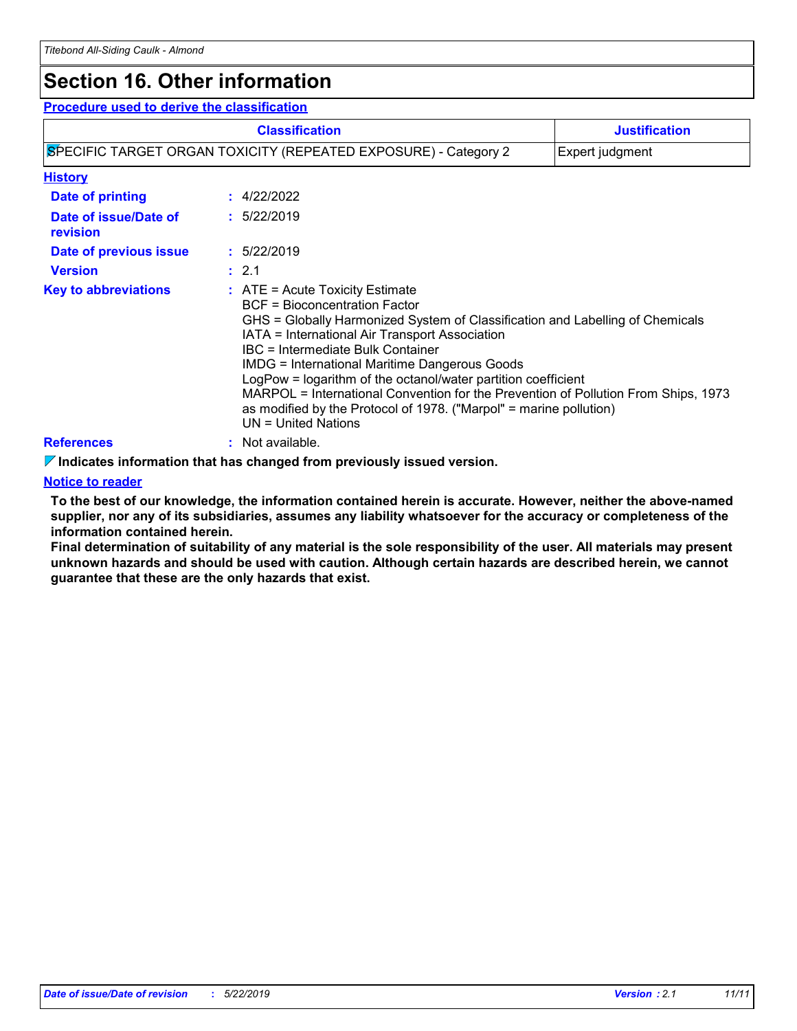# Section 16. Other information

**Procedure used to derive the classification**

| Classification | Justification |
|---|---|
| SPECIFIC TARGET ORGAN TOXICITY (REPEATED EXPOSURE) - Category 2 | Expert judgment |

**History**

**Date of printing** : 4/22/2022

**Date of issue/Date of revision** : 5/22/2019

**Date of previous issue** : 5/22/2019

**Version** : 2.1

**Key to abbreviations** : ATE = Acute Toxicity Estimate
BCF = Bioconcentration Factor
GHS = Globally Harmonized System of Classification and Labelling of Chemicals
IATA = International Air Transport Association
IBC = Intermediate Bulk Container
IMDG = International Maritime Dangerous Goods
LogPow = logarithm of the octanol/water partition coefficient
MARPOL = International Convention for the Prevention of Pollution From Ships, 1973 as modified by the Protocol of 1978. ("Marpol" = marine pollution)
UN = United Nations

**References** : Not available.

**Indicates information that has changed from previously issued version.**

**Notice to reader**

**To the best of our knowledge, the information contained herein is accurate. However, neither the above-named supplier, nor any of its subsidiaries, assumes any liability whatsoever for the accuracy or completeness of the information contained herein.**

**Final determination of suitability of any material is the sole responsibility of the user. All materials may present unknown hazards and should be used with caution. Although certain hazards are described herein, we cannot guarantee that these are the only hazards that exist.**